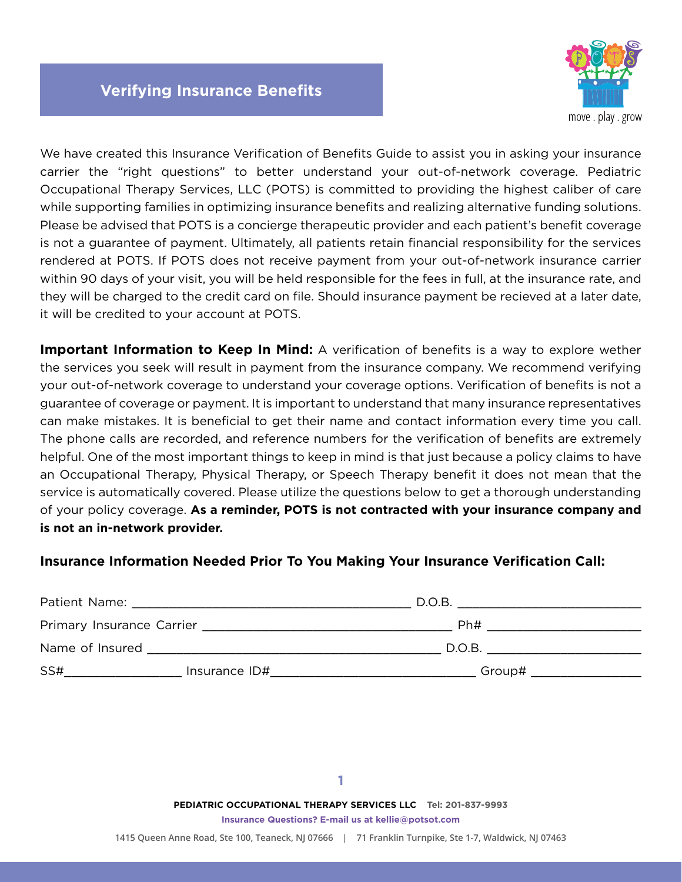# Verifying Insurance Benefits

move . play . grow

We have created this Insurance Verification of Benefits Guide to assist you in asking your insurance carrier the "right questions" to better understand your out-of-network coverage. Pediatric Occupational Therapy Services, LLC (POTS) is committed to providing the highest caliber of care while supporting families in optimizing insurance benefits and realizing alternative funding solutions. Please be advised that POTS is a concierge therapeutic provider and each patient's benefit coverage is not a guarantee of payment. Ultimately, all patients retain financial responsibility for the services rendered at POTS. If POTS does not receive payment from your out-of-network insurance carrier within 90 days of your visit, you will be held responsible for the fees in full, at the insurance rate, and they will be charged to the credit card on file. Should insurance payment be recieved at a later date, it will be credited to your account at POTS.

**Important Information to Keep In Mind:** A verification of benefits is a way to explore wether the services you seek will result in payment from the insurance company. We recommend verifying your out-of-network coverage to understand your coverage options. Verification of benefits is not a guarantee of coverage or payment. It is important to understand that many insurance representatives can make mistakes. It is beneficial to get their name and contact information every time you call. The phone calls are recorded, and reference numbers for the verification of benefits are extremely helpful. One of the most important things to keep in mind is that just because a policy claims to have an Occupational Therapy, Physical Therapy, or Speech Therapy benefit it does not mean that the service is automatically covered. Please utilize the questions below to get a thorough understanding of your policy coverage. **As a reminder, POTS is not contracted with your insurance company and is not an in-network provider.**

**Insurance Information Needed Prior To You Making Your Insurance Verification Call:**

Patient Name: ________________________________________ D.O.B. __________________________

Primary Insurance Carrier ___________________________________ Ph# ______________________

Name of Insured ___________________________________________ D.O.B. _____________________

SS#_________________ Insurance ID#______________________________ Group# ________________

**PEDIATRIC OCCUPATIONAL THERAPY SERVICES LLC** Tel: 201-837-9993

Insurance Questions? E-mail us at kellie@potsot.com

1415 Queen Anne Road, Ste 100, Teaneck, NJ 07666 | 71 Franklin Turnpike, Ste 1-7, Waldwick, NJ 07463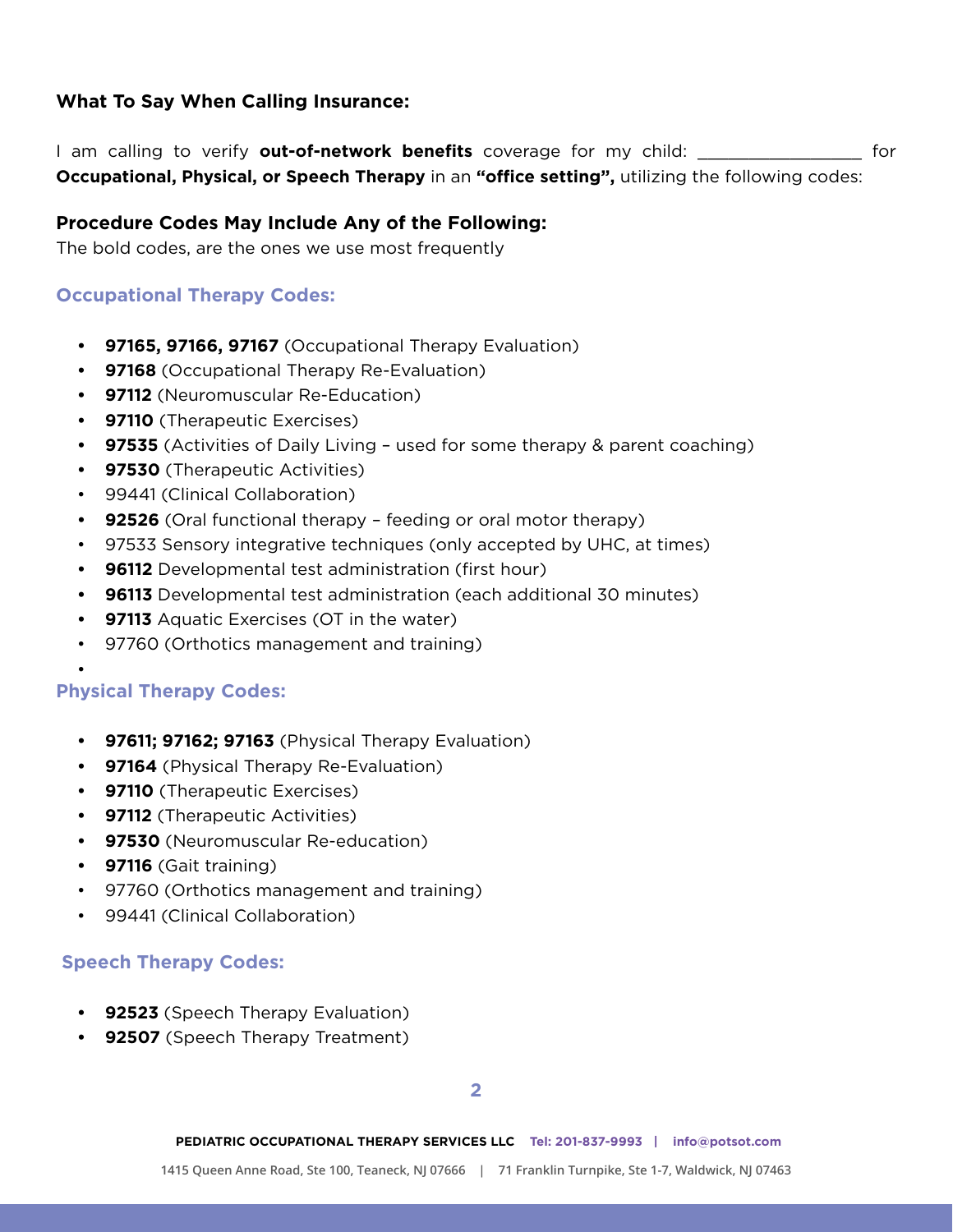**What To Say When Calling Insurance:**

I am calling to verify **out-of-network benefits** coverage for my child: ________________ for **Occupational, Physical, or Speech Therapy** in an **"office setting",** utilizing the following codes:

**Procedure Codes May Include Any of the Following:**
The bold codes, are the ones we use most frequently

### Occupational Therapy Codes:

- **97165, 97166, 97167** (Occupational Therapy Evaluation)
- **97168** (Occupational Therapy Re-Evaluation)
- **97112** (Neuromuscular Re-Education)
- **97110** (Therapeutic Exercises)
- **97535** (Activities of Daily Living – used for some therapy & parent coaching)
- **97530** (Therapeutic Activities)
- 99441 (Clinical Collaboration)
- **92526** (Oral functional therapy – feeding or oral motor therapy)
- 97533 Sensory integrative techniques (only accepted by UHC, at times)
- **96112** Developmental test administration (first hour)
- **96113** Developmental test administration (each additional 30 minutes)
- **97113** Aquatic Exercises (OT in the water)
- 97760 (Orthotics management and training)

### Physical Therapy Codes:

- **97611; 97162; 97163** (Physical Therapy Evaluation)
- **97164** (Physical Therapy Re-Evaluation)
- **97110** (Therapeutic Exercises)
- **97112** (Therapeutic Activities)
- **97530** (Neuromuscular Re-education)
- **97116** (Gait training)
- 97760 (Orthotics management and training)
- 99441 (Clinical Collaboration)

### Speech Therapy Codes:

- **92523** (Speech Therapy Evaluation)
- **92507** (Speech Therapy Treatment)

PEDIATRIC OCCUPATIONAL THERAPY SERVICES LLC Tel: 201-837-9993 | info@potsot.com

1415 Queen Anne Road, Ste 100, Teaneck, NJ 07666 | 71 Franklin Turnpike, Ste 1-7, Waldwick, NJ 07463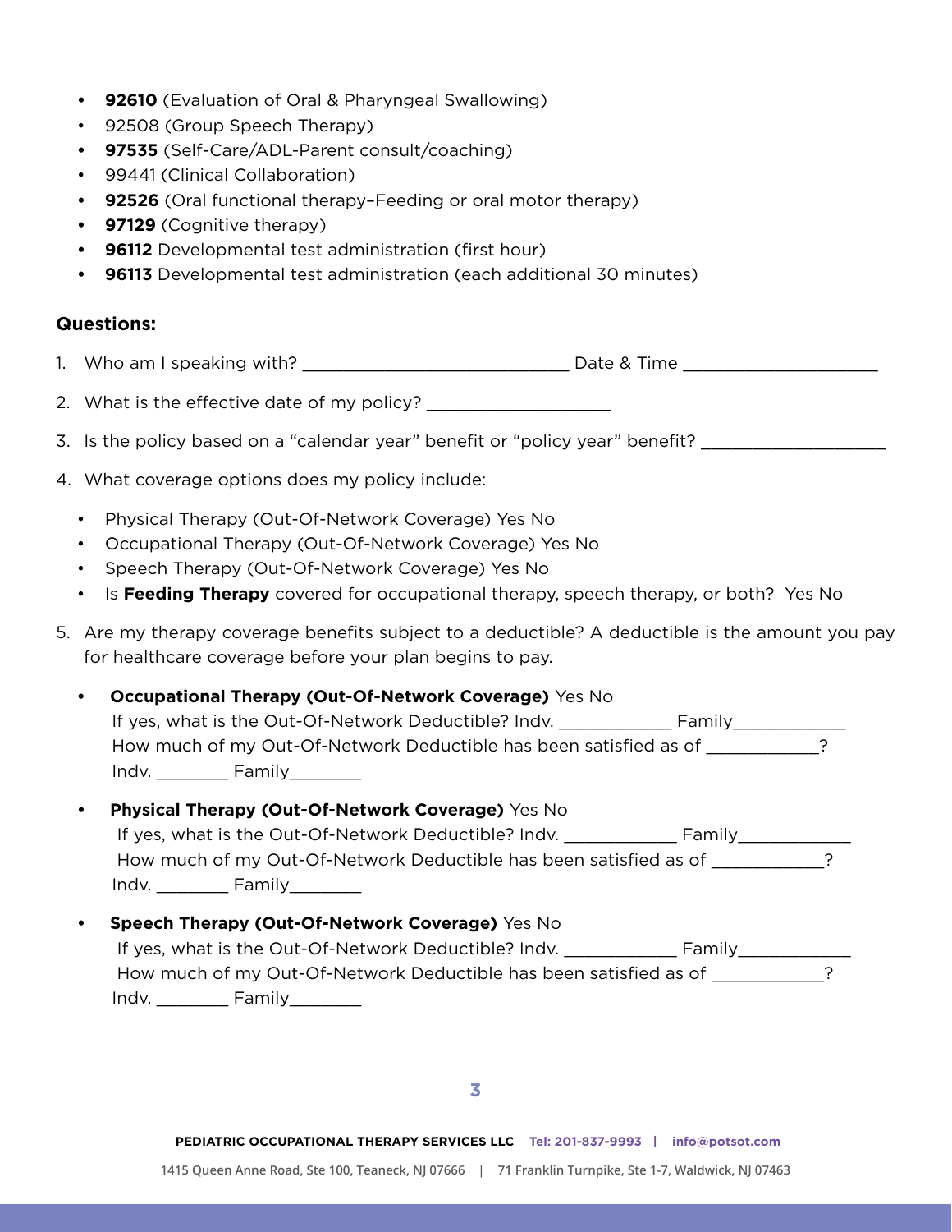- **92610** (Evaluation of Oral & Pharyngeal Swallowing)
- 92508 (Group Speech Therapy)
- **97535** (Self-Care/ADL-Parent consult/coaching)
- 99441 (Clinical Collaboration)
- **92526** (Oral functional therapy–Feeding or oral motor therapy)
- **97129** (Cognitive therapy)
- **96112** Developmental test administration (first hour)
- **96113** Developmental test administration (each additional 30 minutes)

**Questions:**

1. Who am I speaking with? ____________________________ Date & Time ____________________
2. What is the effective date of my policy? ___________________
3. Is the policy based on a "calendar year" benefit or "policy year" benefit? ___________________
4. What coverage options does my policy include:
   - Physical Therapy (Out-Of-Network Coverage) Yes No
   - Occupational Therapy (Out-Of-Network Coverage) Yes No
   - Speech Therapy (Out-Of-Network Coverage) Yes No
   - Is **Feeding Therapy** covered for occupational therapy, speech therapy, or both? Yes No
5. Are my therapy coverage benefits subject to a deductible? A deductible is the amount you pay for healthcare coverage before your plan begins to pay.
   - **Occupational Therapy (Out-Of-Network Coverage)** Yes No
     If yes, what is the Out-Of-Network Deductible? Indv. ___________ Family___________
     How much of my Out-Of-Network Deductible has been satisfied as of ___________?
     Indv. _______ Family_______
   - **Physical Therapy (Out-Of-Network Coverage)** Yes No
     If yes, what is the Out-Of-Network Deductible? Indv. ___________ Family___________
     How much of my Out-Of-Network Deductible has been satisfied as of ___________?
     Indv. _______ Family_______
   - **Speech Therapy (Out-Of-Network Coverage)** Yes No
     If yes, what is the Out-Of-Network Deductible? Indv. ___________ Family___________
     How much of my Out-Of-Network Deductible has been satisfied as of ___________?
     Indv. _______ Family_______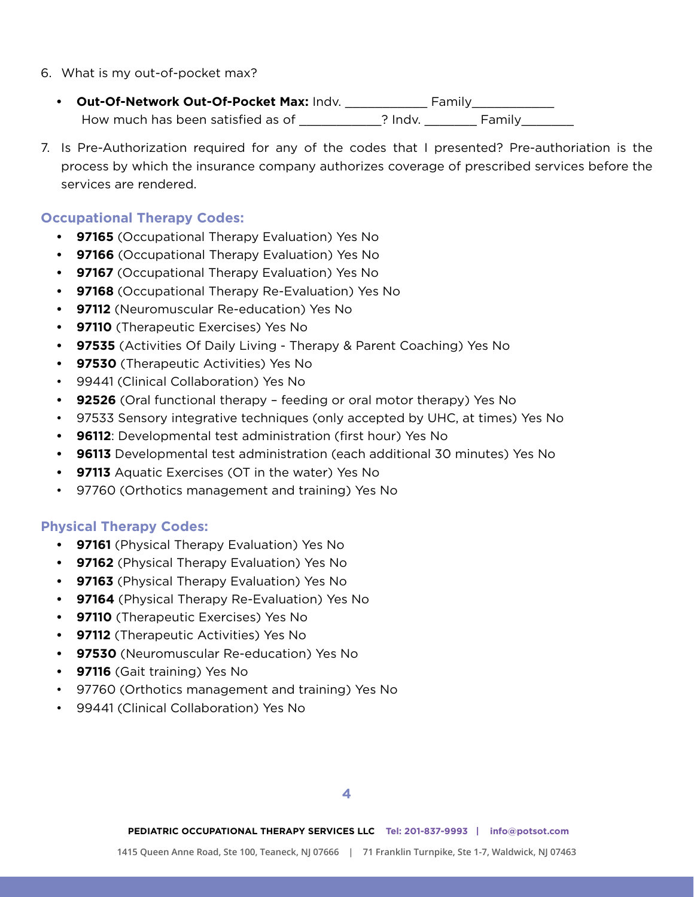6. What is my out-of-pocket max?

   - **Out-Of-Network Out-Of-Pocket Max:** Indv. ____________ Family____________
     How much has been satisfied as of ____________? Indv. ________ Family________

7. Is Pre-Authorization required for any of the codes that I presented? Pre-authoriation is the process by which the insurance company authorizes coverage of prescribed services before the services are rendered.

### Occupational Therapy Codes:

- **97165** (Occupational Therapy Evaluation) Yes No
- **97166** (Occupational Therapy Evaluation) Yes No
- **97167** (Occupational Therapy Evaluation) Yes No
- **97168** (Occupational Therapy Re-Evaluation) Yes No
- **97112** (Neuromuscular Re-education) Yes No
- **97110** (Therapeutic Exercises) Yes No
- **97535** (Activities Of Daily Living - Therapy & Parent Coaching) Yes No
- **97530** (Therapeutic Activities) Yes No
- 99441 (Clinical Collaboration) Yes No
- **92526** (Oral functional therapy – feeding or oral motor therapy) Yes No
- 97533 Sensory integrative techniques (only accepted by UHC, at times) Yes No
- **96112**: Developmental test administration (first hour) Yes No
- **96113** Developmental test administration (each additional 30 minutes) Yes No
- **97113** Aquatic Exercises (OT in the water) Yes No
- 97760 (Orthotics management and training) Yes No

### Physical Therapy Codes:

- **97161** (Physical Therapy Evaluation) Yes No
- **97162** (Physical Therapy Evaluation) Yes No
- **97163** (Physical Therapy Evaluation) Yes No
- **97164** (Physical Therapy Re-Evaluation) Yes No
- **97110** (Therapeutic Exercises) Yes No
- **97112** (Therapeutic Activities) Yes No
- **97530** (Neuromuscular Re-education) Yes No
- **97116** (Gait training) Yes No
- 97760 (Orthotics management and training) Yes No
- 99441 (Clinical Collaboration) Yes No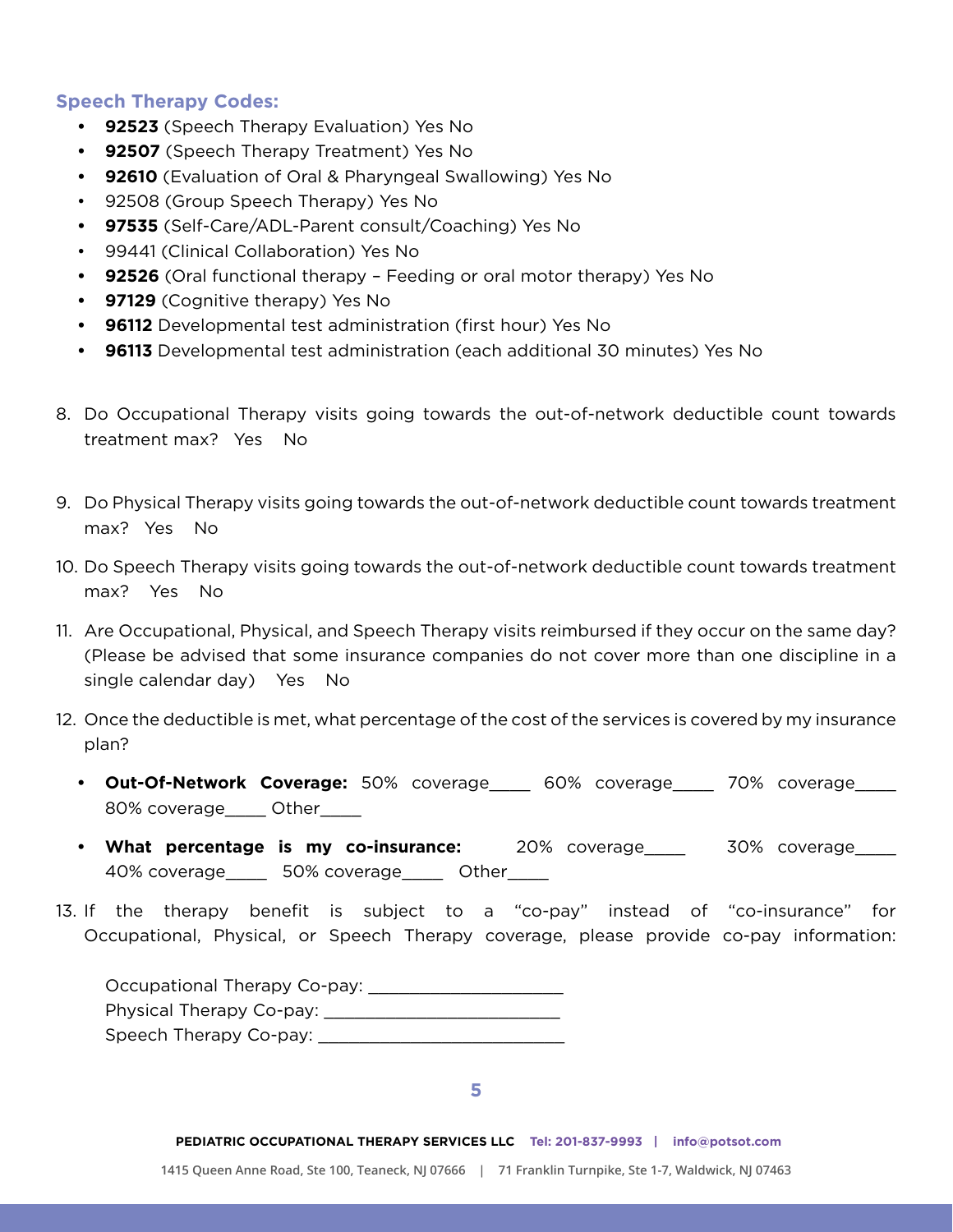### Speech Therapy Codes:

- **92523** (Speech Therapy Evaluation) Yes No
- **92507** (Speech Therapy Treatment) Yes No
- **92610** (Evaluation of Oral & Pharyngeal Swallowing) Yes No
- 92508 (Group Speech Therapy) Yes No
- **97535** (Self-Care/ADL-Parent consult/Coaching) Yes No
- 99441 (Clinical Collaboration) Yes No
- **92526** (Oral functional therapy – Feeding or oral motor therapy) Yes No
- **97129** (Cognitive therapy) Yes No
- **96112** Developmental test administration (first hour) Yes No
- **96113** Developmental test administration (each additional 30 minutes) Yes No

8. Do Occupational Therapy visits going towards the out-of-network deductible count towards treatment max? Yes No

9. Do Physical Therapy visits going towards the out-of-network deductible count towards treatment max? Yes No

10. Do Speech Therapy visits going towards the out-of-network deductible count towards treatment max? Yes No

11. Are Occupational, Physical, and Speech Therapy visits reimbursed if they occur on the same day? (Please be advised that some insurance companies do not cover more than one discipline in a single calendar day) Yes No

12. Once the deductible is met, what percentage of the cost of the services is covered by my insurance plan?

    - **Out-Of-Network Coverage:** 50% coverage____ 60% coverage____ 70% coverage____ 80% coverage____ Other____
    - **What percentage is my co-insurance:** 20% coverage____ 30% coverage____ 40% coverage____ 50% coverage____ Other____

13. If the therapy benefit is subject to a “co-pay” instead of “co-insurance” for Occupational, Physical, or Speech Therapy coverage, please provide co-pay information:

    Occupational Therapy Co-pay: ____________________
    Physical Therapy Co-pay: ________________________
    Speech Therapy Co-pay: _________________________

**PEDIATRIC OCCUPATIONAL THERAPY SERVICES LLC** Tel: 201-837-9993 | info@potsot.com

1415 Queen Anne Road, Ste 100, Teaneck, NJ 07666 | 71 Franklin Turnpike, Ste 1-7, Waldwick, NJ 07463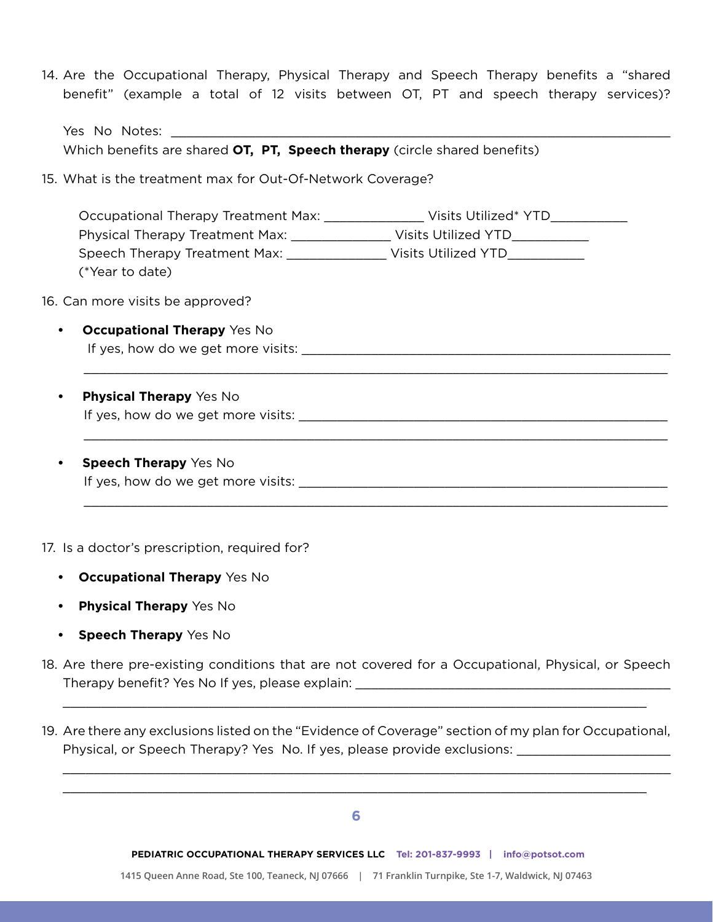14. Are the Occupational Therapy, Physical Therapy and Speech Therapy benefits a "shared benefit" (example a total of 12 visits between OT, PT and speech therapy services)?

    Yes No Notes: ___________________________________________________________________

    Which benefits are shared **OT, PT, Speech therapy** (circle shared benefits)

15. What is the treatment max for Out-Of-Network Coverage?

    Occupational Therapy Treatment Max: ______________ Visits Utilized* YTD___________

    Physical Therapy Treatment Max: ______________ Visits Utilized YTD___________

    Speech Therapy Treatment Max: ______________ Visits Utilized YTD___________

    (*Year to date)

16. Can more visits be approved?

    - **Occupational Therapy** Yes No

      If yes, how do we get more visits: ___________________________________________________

      ___________________________________________________________________________

    - **Physical Therapy** Yes No

      If yes, how do we get more visits: ___________________________________________________

      ___________________________________________________________________________

    - **Speech Therapy** Yes No

      If yes, how do we get more visits: ___________________________________________________

      ___________________________________________________________________________

17. Is a doctor's prescription, required for?

    - **Occupational Therapy** Yes No
    - **Physical Therapy** Yes No
    - **Speech Therapy** Yes No

18. Are there pre-existing conditions that are not covered for a Occupational, Physical, or Speech Therapy benefit? Yes No If yes, please explain: _____________________________________________

    ___________________________________________________________________________

19. Are there any exclusions listed on the "Evidence of Coverage" section of my plan for Occupational, Physical, or Speech Therapy? Yes No. If yes, please provide exclusions: ______________________

    ___________________________________________________________________________

    ___________________________________________________________________________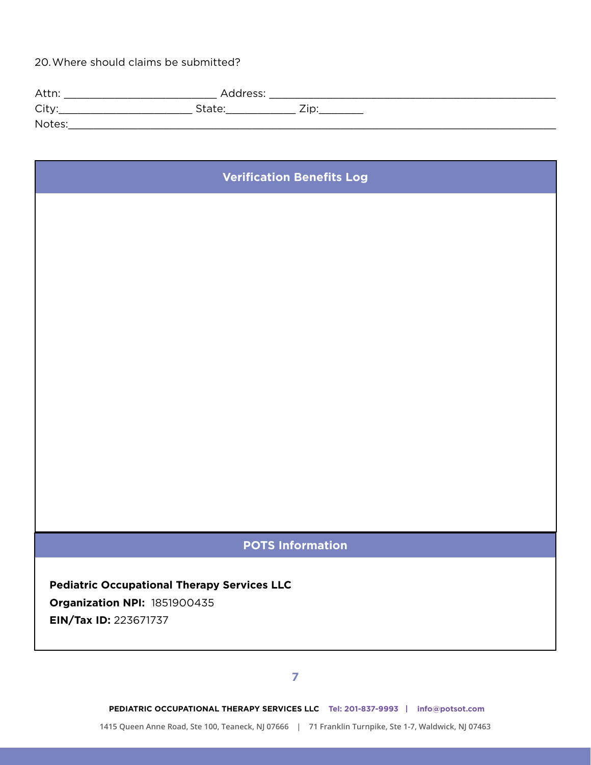20. Where should claims be submitted?

Attn: __________________________ Address: __________________________________________________

City:________________________ State:____________ Zip:________

Notes:__________________________________________________________________________________

## Verification Benefits Log

## POTS Information

**Pediatric Occupational Therapy Services LLC**

**Organization NPI:** 1851900435

**EIN/Tax ID:** 223671737